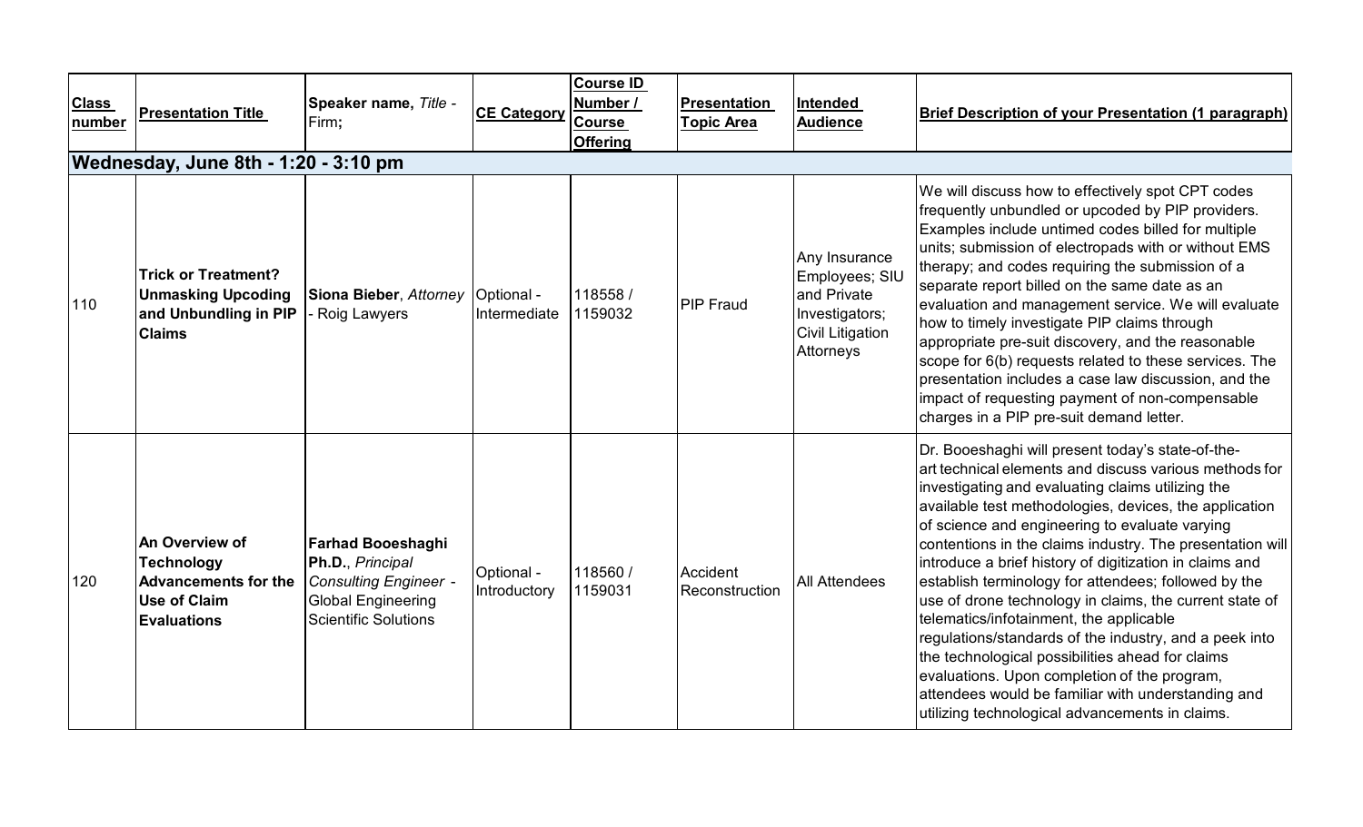| Class number | Presentation Title | Speaker name, *Title* - Firm; | CE Category | Course ID Number / Course Offering | Presentation Topic Area | Intended Audience | Brief Description of your Presentation (1 paragraph) |
|---|---|---|---|---|---|---|---|
| **Wednesday, June 8th - 1:20 - 3:10 pm** | | | | | | | |
| 110 | **Trick or Treatment? Unmasking Upcoding and Unbundling in PIP Claims** | **Siona Bieber**, *Attorney* - Roig Lawyers | Optional - Intermediate | 118558 / 1159032 | PIP Fraud | Any Insurance Employees; SIU and Private Investigators; Civil Litigation Attorneys | We will discuss how to effectively spot CPT codes frequently unbundled or upcoded by PIP providers. Examples include untimed codes billed for multiple units; submission of electropads with or without EMS therapy; and codes requiring the submission of a separate report billed on the same date as an evaluation and management service. We will evaluate how to timely investigate PIP claims through appropriate pre-suit discovery, and the reasonable scope for 6(b) requests related to these services. The presentation includes a case law discussion, and the impact of requesting payment of non-compensable charges in a PIP pre-suit demand letter. |
| 120 | **An Overview of Technology Advancements for the Use of Claim Evaluations** | **Farhad Booeshaghi Ph.D.**, *Principal Consulting Engineer* - Global Engineering Scientific Solutions | Optional - Introductory | 118560 / 1159031 | Accident Reconstruction | All Attendees | Dr. Booeshaghi will present today's state-of-the-art technical elements and discuss various methods for investigating and evaluating claims utilizing the available test methodologies, devices, the application of science and engineering to evaluate varying contentions in the claims industry. The presentation will introduce a brief history of digitization in claims and establish terminology for attendees; followed by the use of drone technology in claims, the current state of telematics/infotainment, the applicable regulations/standards of the industry, and a peek into the technological possibilities ahead for claims evaluations. Upon completion of the program, attendees would be familiar with understanding and utilizing technological advancements in claims. |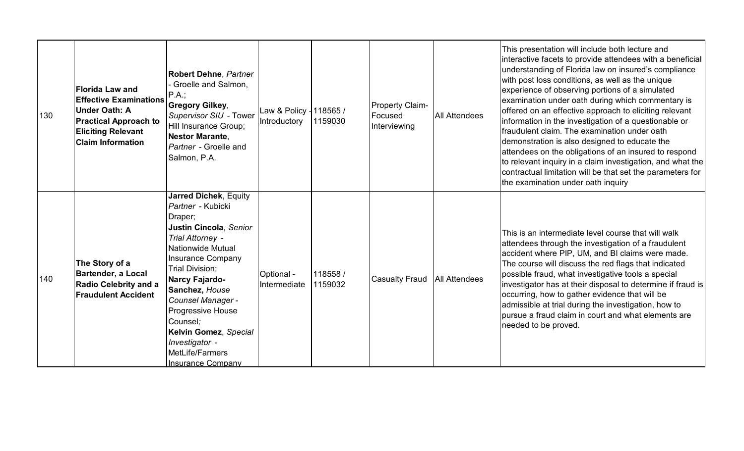| | | | | | | | |
|---|---|---|---|---|---|---|---|
| 130 | **Florida Law and Effective Examinations Under Oath: A Practical Approach to Eliciting Relevant Claim Information** | **Robert Dehne**, *Partner* - Groelle and Salmon, P.A.; **Gregory Gilkey**, *Supervisor SIU* - Tower Hill Insurance Group; **Nestor Marante**, *Partner* - Groelle and Salmon, P.A. | Law & Policy - Introductory | 118565 / 1159030 | Property Claim-Focused Interviewing | All Attendees | This presentation will include both lecture and interactive facets to provide attendees with a beneficial understanding of Florida law on insured's compliance with post loss conditions, as well as the unique experience of observing portions of a simulated examination under oath during which commentary is offered on an effective approach to eliciting relevant information in the investigation of a questionable or fraudulent claim. The examination under oath demonstration is also designed to educate the attendees on the obligations of an insured to respond to relevant inquiry in a claim investigation, and what the contractual limitation will be that set the parameters for the examination under oath inquiry |
| 140 | **The Story of a Bartender, a Local Radio Celebrity and a Fraudulent Accident** | **Jarred Dichek**, *Equity Partner* - Kubicki Draper; **Justin Cincola**, *Senior Trial Attorney* - Nationwide Mutual Insurance Company Trial Division; **Narcy Fajardo-Sanchez,** *House Counsel Manager* - Progressive House Counsel; **Kelvin Gomez**, *Special Investigator* - MetLife/Farmers Insurance Company | Optional - Intermediate | 118558 / 1159032 | Casualty Fraud | All Attendees | This is an intermediate level course that will walk attendees through the investigation of a fraudulent accident where PIP, UM, and BI claims were made. The course will discuss the red flags that indicated possible fraud, what investigative tools a special investigator has at their disposal to determine if fraud is occurring, how to gather evidence that will be admissible at trial during the investigation, how to pursue a fraud claim in court and what elements are needed to be proved. |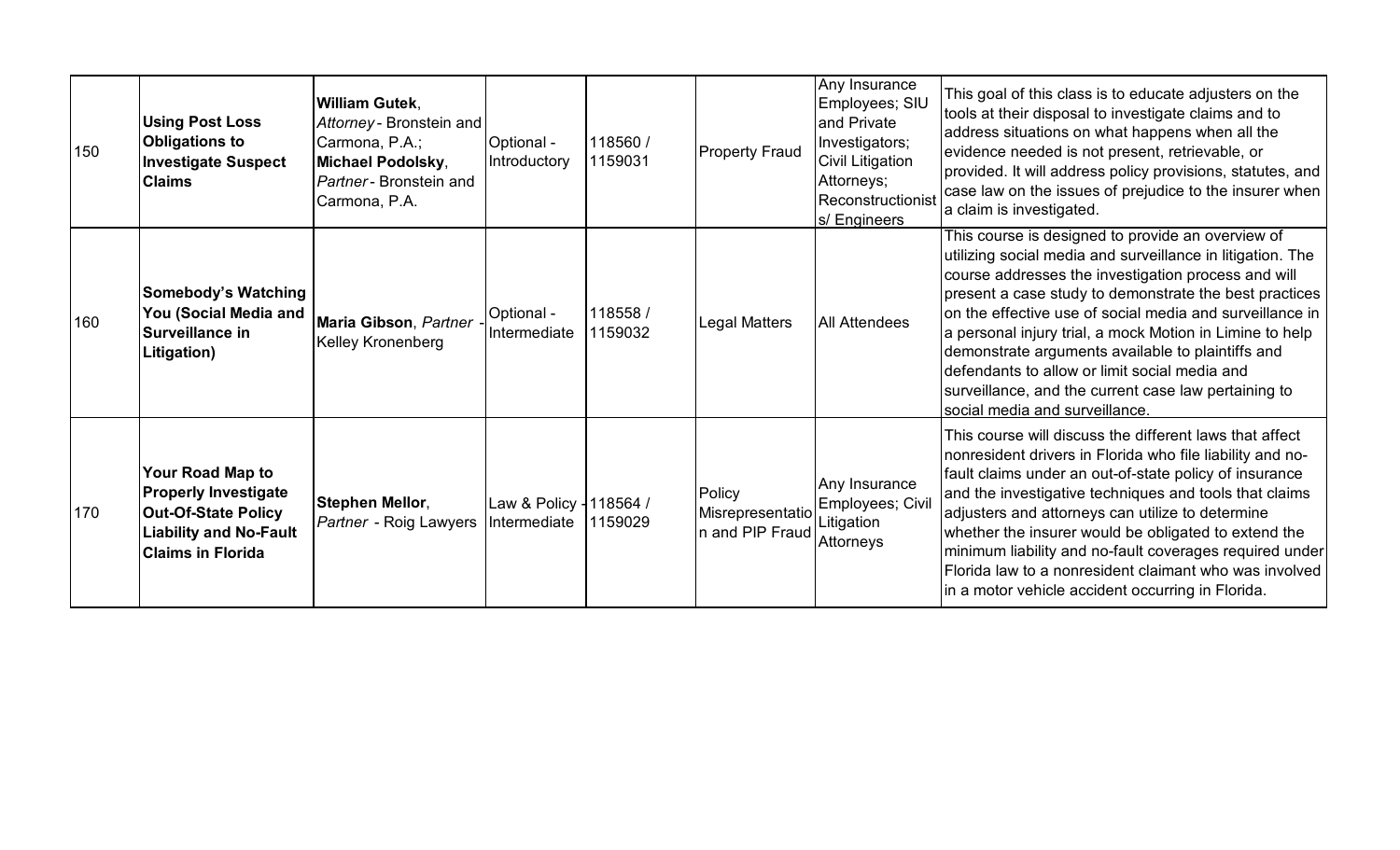| 150 | **Using Post Loss Obligations to Investigate Suspect Claims** | **William Gutek**, *Attorney* - Bronstein and Carmona, P.A.; **Michael Podolsky**, *Partner* - Bronstein and Carmona, P.A. | Optional - Introductory | 118560 / 1159031 | Property Fraud | Any Insurance Employees; SIU and Private Investigators; Civil Litigation Attorneys; Reconstructionists/ Engineers | This goal of this class is to educate adjusters on the tools at their disposal to investigate claims and to address situations on what happens when all the evidence needed is not present, retrievable, or provided. It will address policy provisions, statutes, and case law on the issues of prejudice to the insurer when a claim is investigated. |
|---|---|---|---|---|---|---|---|
| 160 | **Somebody's Watching You (Social Media and Surveillance in Litigation)** | **Maria Gibson**, *Partner* - Kelley Kronenberg | Optional - Intermediate | 118558 / 1159032 | Legal Matters | All Attendees | This course is designed to provide an overview of utilizing social media and surveillance in litigation. The course addresses the investigation process and will present a case study to demonstrate the best practices on the effective use of social media and surveillance in a personal injury trial, a mock Motion in Limine to help demonstrate arguments available to plaintiffs and defendants to allow or limit social media and surveillance, and the current case law pertaining to social media and surveillance. |
| 170 | **Your Road Map to Properly Investigate Out-Of-State Policy Liability and No-Fault Claims in Florida** | **Stephen Mellor**, *Partner* - Roig Lawyers | Law & Policy - Intermediate | 118564 / 1159029 | Policy Misrepresentation and PIP Fraud | Any Insurance Employees; Civil Litigation Attorneys | This course will discuss the different laws that affect nonresident drivers in Florida who file liability and no-fault claims under an out-of-state policy of insurance and the investigative techniques and tools that claims adjusters and attorneys can utilize to determine whether the insurer would be obligated to extend the minimum liability and no-fault coverages required under Florida law to a nonresident claimant who was involved in a motor vehicle accident occurring in Florida. |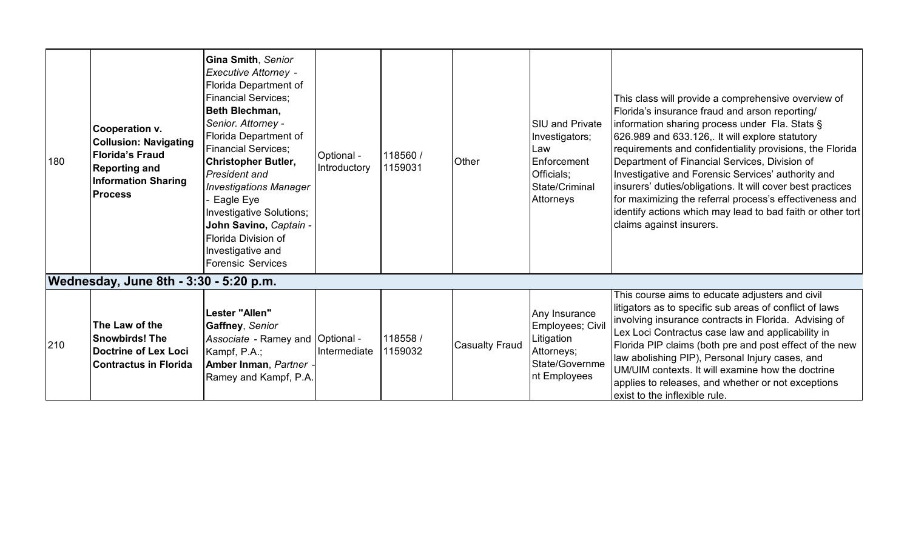| | | | | | | | |
|---|---|---|---|---|---|---|---|
| 180 | **Cooperation v. Collusion: Navigating Florida's Fraud Reporting and Information Sharing Process** | **Gina Smith**, *Senior Executive Attorney* - Florida Department of Financial Services; **Beth Blechman,** *Senior. Attorney* - Florida Department of Financial Services; **Christopher Butler,** *President and Investigations Manager* - Eagle Eye Investigative Solutions; **John Savino,** *Captain* - Florida Division of Investigative and Forensic Services | Optional - Introductory | 118560 / 1159031 | Other | SIU and Private Investigators; Law Enforcement Officials; State/Criminal Attorneys | This class will provide a comprehensive overview of Florida's insurance fraud and arson reporting/ information sharing process under Fla. Stats § 626.989 and 633.126,. It will explore statutory requirements and confidentiality provisions, the Florida Department of Financial Services, Division of Investigative and Forensic Services' authority and insurers' duties/obligations. It will cover best practices for maximizing the referral process's effectiveness and identify actions which may lead to bad faith or other tort claims against insurers. |
| **Wednesday, June 8th - 3:30 - 5:20 p.m.** | | | | | | | |
| 210 | **The Law of the Snowbirds! The Doctrine of Lex Loci Contractus in Florida** | **Lester "Allen" Gaffney**, *Senior Associate* - Ramey and Kampf, P.A.; **Amber Inman**, *Partner* - Ramey and Kampf, P.A. | Optional - Intermediate | 118558 / 1159032 | Casualty Fraud | Any Insurance Employees; Civil Litigation Attorneys; State/Government Employees | This course aims to educate adjusters and civil litigators as to specific sub areas of conflict of laws involving insurance contracts in Florida. Advising of Lex Loci Contractus case law and applicability in Florida PIP claims (both pre and post effect of the new law abolishing PIP), Personal Injury cases, and UM/UIM contexts. It will examine how the doctrine applies to releases, and whether or not exceptions exist to the inflexible rule. |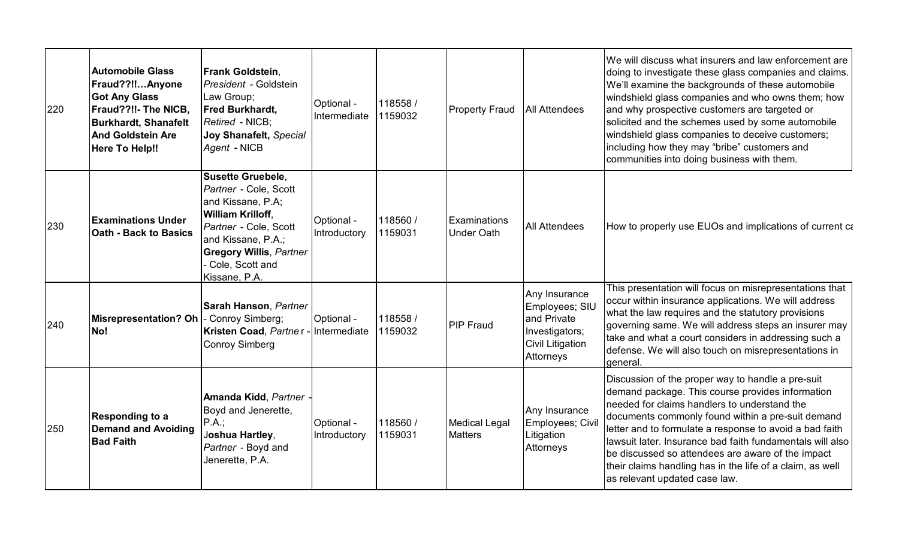| 220 | **Automobile Glass Fraud??!!…Anyone Got Any Glass Fraud??!!- The NICB, Burkhardt, Shanafelt And Goldstein Are Here To Help!!** | **Frank Goldstein**, *President* - Goldstein Law Group; **Fred Burkhardt**, *Retired* - NICB; **Joy Shanafelt**, *Special Agent* **- NICB** | Optional - Intermediate | 118558 / 1159032 | Property Fraud | All Attendees | We will discuss what insurers and law enforcement are doing to investigate these glass companies and claims. We'll examine the backgrounds of these automobile windshield glass companies and who owns them; how and why prospective customers are targeted or solicited and the schemes used by some automobile windshield glass companies to deceive customers; including how they may "bribe" customers and communities into doing business with them. |
|---|---|---|---|---|---|---|---|
| 230 | **Examinations Under Oath - Back to Basics** | **Susette Gruebele**, *Partner* - Cole, Scott and Kissane, P.A; **William Krilloff**, *Partner* - Cole, Scott and Kissane, P.A.; **Gregory Willis**, *Partner* - Cole, Scott and Kissane, P.A. | Optional - Introductory | 118560 / 1159031 | Examinations Under Oath | All Attendees | How to properly use EUOs and implications of current ca |
| 240 | **Misrepresentation? Oh No!** | **Sarah Hanson**, *Partner* - Conroy Simberg; **Kristen Coad**, *Partner* - Conroy Simberg | Optional - Intermediate | 118558 / 1159032 | PIP Fraud | Any Insurance Employees; SIU and Private Investigators; Civil Litigation Attorneys | This presentation will focus on misrepresentations that occur within insurance applications. We will address what the law requires and the statutory provisions governing same. We will address steps an insurer may take and what a court considers in addressing such a defense. We will also touch on misrepresentations in general. |
| 250 | **Responding to a Demand and Avoiding Bad Faith** | **Amanda Kidd**, *Partner* - Boyd and Jenerette, P.A.; **Joshua Hartley**, *Partner* - Boyd and Jenerette, P.A. | Optional - Introductory | 118560 / 1159031 | Medical Legal Matters | Any Insurance Employees; Civil Litigation Attorneys | Discussion of the proper way to handle a pre-suit demand package. This course provides information needed for claims handlers to understand the documents commonly found within a pre-suit demand letter and to formulate a response to avoid a bad faith lawsuit later. Insurance bad faith fundamentals will also be discussed so attendees are aware of the impact their claims handling has in the life of a claim, as well as relevant updated case law. |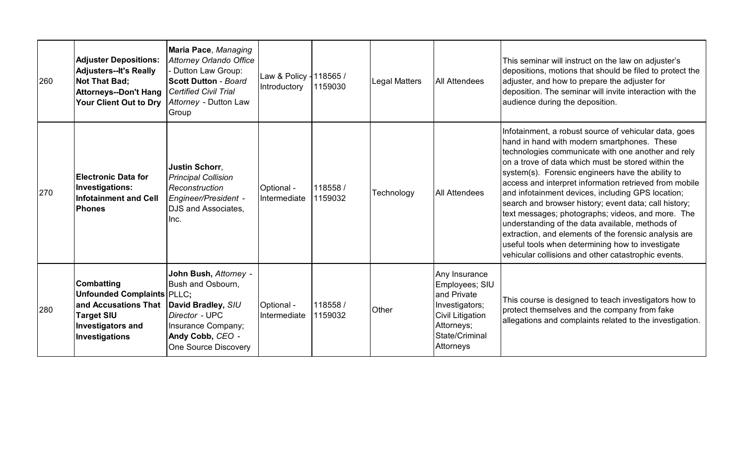| 260 | **Adjuster Depositions: Adjusters--It's Really Not That Bad; Attorneys--Don't Hang Your Client Out to Dry** | **Maria Pace**, *Managing Attorney Orlando Office* - Dutton Law Group: **Scott Dutton** - *Board Certified Civil Trial Attorney* - Dutton Law Group | Law & Policy - Introductory | 118565 / 1159030 | Legal Matters | All Attendees | This seminar will instruct on the law on adjuster's depositions, motions that should be filed to protect the adjuster, and how to prepare the adjuster for deposition. The seminar will invite interaction with the audience during the deposition. |
|---|---|---|---|---|---|---|---|
| 270 | **Electronic Data for Investigations: Infotainment and Cell Phones** | **Justin Schorr**, *Principal Collision Reconstruction Engineer/President* - DJS and Associates, Inc. | Optional - Intermediate | 118558 / 1159032 | Technology | All Attendees | Infotainment, a robust source of vehicular data, goes hand in hand with modern smartphones. These technologies communicate with one another and rely on a trove of data which must be stored within the system(s). Forensic engineers have the ability to access and interpret information retrieved from mobile and infotainment devices, including GPS location; search and browser history; event data; call history; text messages; photographs; videos, and more. The understanding of the data available, methods of extraction, and elements of the forensic analysis are useful tools when determining how to investigate vehicular collisions and other catastrophic events. |
| 280 | **Combatting Unfounded Complaints and Accusations That Target SIU Investigators and Investigations** | **John Bush,** *Attorney* - Bush and Osbourn, PLLC**;** **David Bradley,** *SIU Director* - UPC Insurance Company; **Andy Cobb,** *CEO* - One Source Discovery | Optional - Intermediate | 118558 / 1159032 | Other | Any Insurance Employees; SIU and Private Investigators; Civil Litigation Attorneys; State/Criminal Attorneys | This course is designed to teach investigators how to protect themselves and the company from fake allegations and complaints related to the investigation. |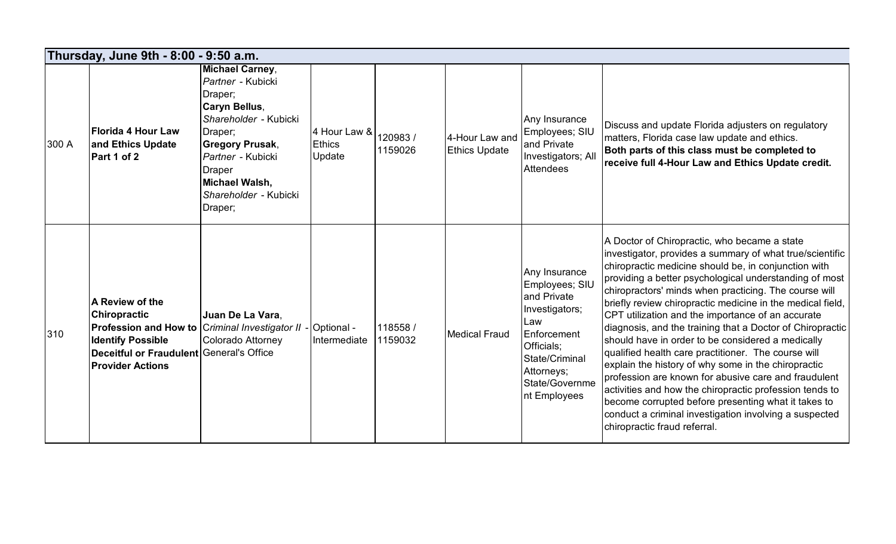| Thursday, June 9th - 8:00 - 9:50 a.m. | | | | | | | |
|---|---|---|---|---|---|---|---|
| 300 A | **Florida 4 Hour Law and Ethics Update Part 1 of 2** | **Michael Carney**, *Partner* - Kubicki Draper; **Caryn Bellus**, *Shareholder* - Kubicki Draper; **Gregory Prusak**, *Partner* - Kubicki Draper **Michael Walsh,** *Shareholder* - Kubicki Draper; | 4 Hour Law & Ethics Update | 120983 / 1159026 | 4-Hour Law and Ethics Update | Any Insurance Employees; SIU and Private Investigators; All Attendees | Discuss and update Florida adjusters on regulatory matters, Florida case law update and ethics. **Both parts of this class must be completed to receive full 4-Hour Law and Ethics Update credit.** |
| 310 | **A Review of the Chiropractic Profession and How to Identify Possible Deceitful or Fraudulent Provider Actions** | **Juan De La Vara**, *Criminal Investigator II* - Colorado Attorney General's Office | Optional - Intermediate | 118558 / 1159032 | Medical Fraud | Any Insurance Employees; SIU and Private Investigators; Law Enforcement Officials; State/Criminal Attorneys; State/Government Employees | A Doctor of Chiropractic, who became a state investigator, provides a summary of what true/scientific chiropractic medicine should be, in conjunction with providing a better psychological understanding of most chiropractors' minds when practicing. The course will briefly review chiropractic medicine in the medical field, CPT utilization and the importance of an accurate diagnosis, and the training that a Doctor of Chiropractic should have in order to be considered a medically qualified health care practitioner. The course will explain the history of why some in the chiropractic profession are known for abusive care and fraudulent activities and how the chiropractic profession tends to become corrupted before presenting what it takes to conduct a criminal investigation involving a suspected chiropractic fraud referral. |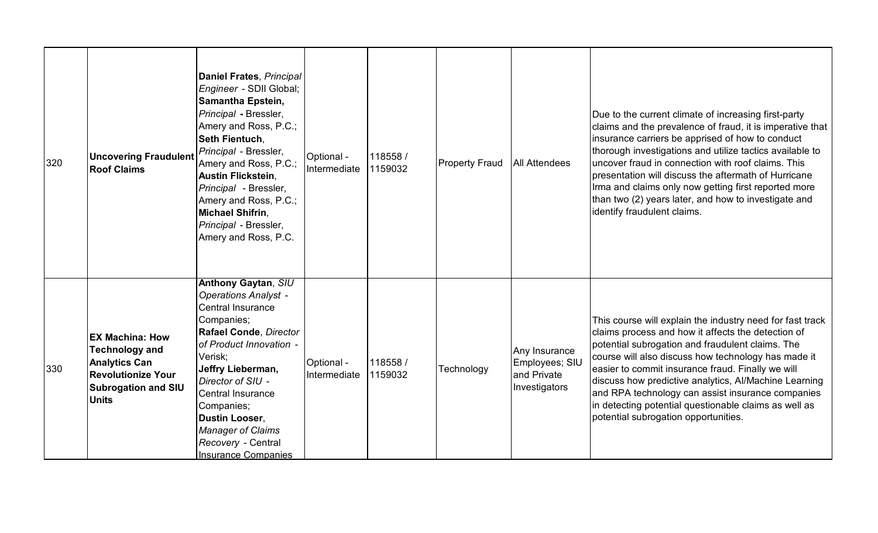| | | | | | | | |
|---|---|---|---|---|---|---|---|
| 320 | **Uncovering Fraudulent Roof Claims** | **Daniel Frates**, *Principal Engineer* - SDII Global; **Samantha Epstein,** *Principal* **-** Bressler, Amery and Ross, P.C.; **Seth Fientuch**, *Principal* - Bressler, Amery and Ross, P.C.; **Austin Flickstein**, *Principal* - Bressler, Amery and Ross, P.C.; **Michael Shifrin**, *Principal* - Bressler, Amery and Ross, P.C. | Optional - Intermediate | 118558 / 1159032 | Property Fraud | All Attendees | Due to the current climate of increasing first-party claims and the prevalence of fraud, it is imperative that insurance carriers be apprised of how to conduct thorough investigations and utilize tactics available to uncover fraud in connection with roof claims. This presentation will discuss the aftermath of Hurricane Irma and claims only now getting first reported more than two (2) years later, and how to investigate and identify fraudulent claims. |
| 330 | **EX Machina: How Technology and Analytics Can Revolutionize Your Subrogation and SIU Units** | **Anthony Gaytan**, *SIU Operations Analyst* - Central Insurance Companies; **Rafael Conde**, *Director of Product Innovation* - Verisk; **Jeffry Lieberman,** *Director of SIU* - Central Insurance Companies; **Dustin Looser**, *Manager of Claims Recovery* - Central Insurance Companies | Optional - Intermediate | 118558 / 1159032 | Technology | Any Insurance Employees; SIU and Private Investigators | This course will explain the industry need for fast track claims process and how it affects the detection of potential subrogation and fraudulent claims. The course will also discuss how technology has made it easier to commit insurance fraud. Finally we will discuss how predictive analytics, AI/Machine Learning and RPA technology can assist insurance companies in detecting potential questionable claims as well as potential subrogation opportunities. |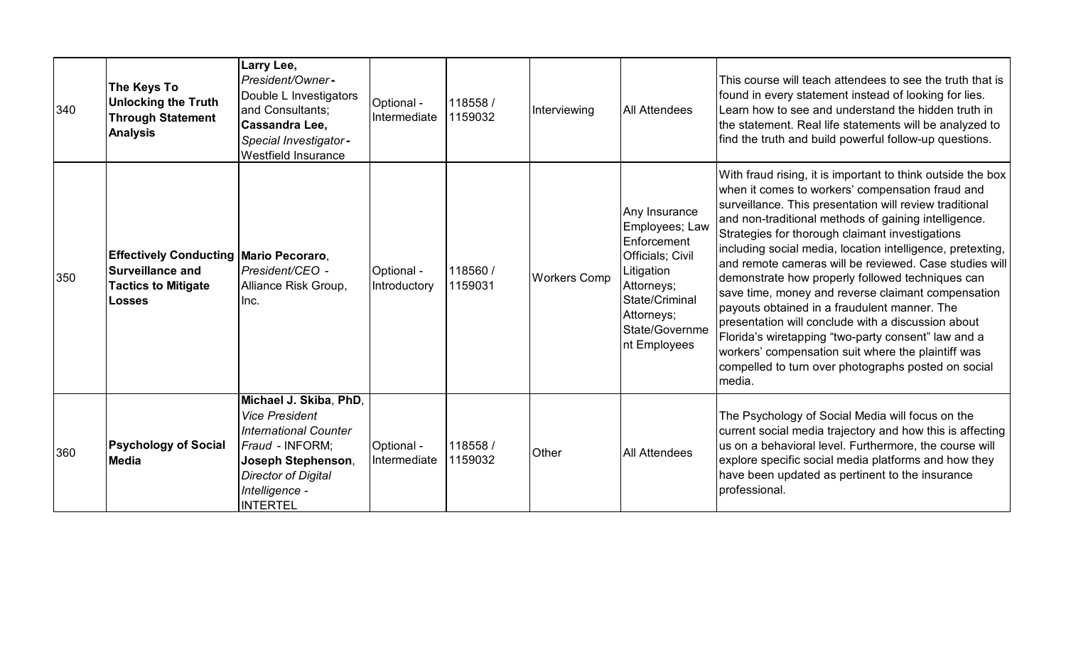| 340 | **The Keys To Unlocking the Truth Through Statement Analysis** | **Larry Lee,** *President/Owner* **-** Double L Investigators and Consultants; **Cassandra Lee,** *Special Investigator* **-** Westfield Insurance | Optional - Intermediate | 118558 / 1159032 | Interviewing | All Attendees | This course will teach attendees to see the truth that is found in every statement instead of looking for lies. Learn how to see and understand the hidden truth in the statement. Real life statements will be analyzed to find the truth and build powerful follow-up questions. |
|---|---|---|---|---|---|---|---|
| 350 | **Effectively Conducting Surveillance and Tactics to Mitigate Losses** | **Mario Pecoraro**, *President/CEO* - Alliance Risk Group, Inc. | Optional - Introductory | 118560 / 1159031 | Workers Comp | Any Insurance Employees; Law Enforcement Officials; Civil Litigation Attorneys; State/Criminal Attorneys; State/Government Employees | With fraud rising, it is important to think outside the box when it comes to workers' compensation fraud and surveillance. This presentation will review traditional and non-traditional methods of gaining intelligence. Strategies for thorough claimant investigations including social media, location intelligence, pretexting, and remote cameras will be reviewed. Case studies will demonstrate how properly followed techniques can save time, money and reverse claimant compensation payouts obtained in a fraudulent manner. The presentation will conclude with a discussion about Florida's wiretapping "two-party consent" law and a workers' compensation suit where the plaintiff was compelled to turn over photographs posted on social media. |
| 360 | **Psychology of Social Media** | **Michael J. Skiba**, **PhD**, *Vice President International Counter Fraud* - INFORM; **Joseph Stephenson**, *Director of Digital Intelligence* - INTERTEL | Optional - Intermediate | 118558 / 1159032 | Other | All Attendees | The Psychology of Social Media will focus on the current social media trajectory and how this is affecting us on a behavioral level. Furthermore, the course will explore specific social media platforms and how they have been updated as pertinent to the insurance professional. |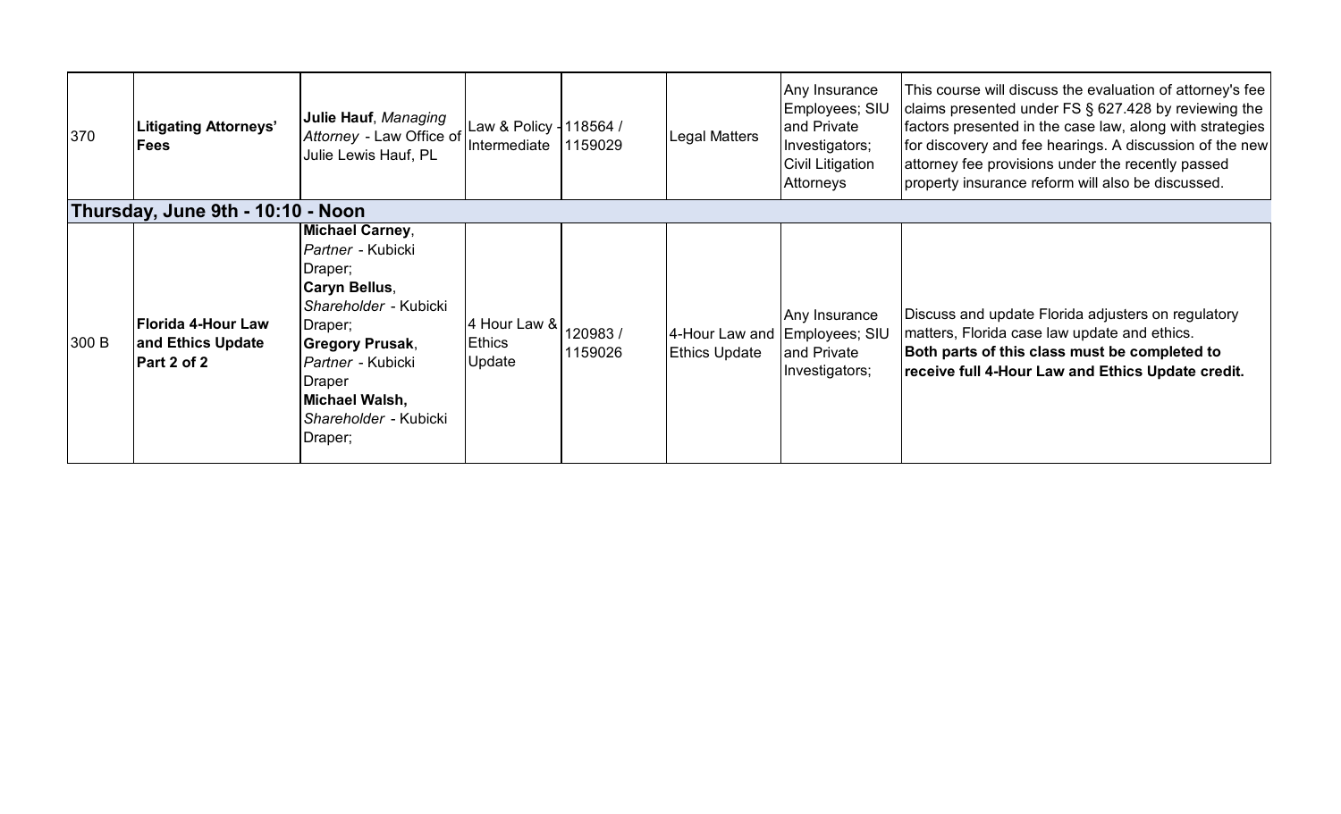| | | | | | | | |
|---|---|---|---|---|---|---|---|
| 370 | **Litigating Attorneys' Fees** | **Julie Hauf**, *Managing Attorney* - Law Office of Julie Lewis Hauf, PL | Law & Policy - Intermediate | 118564 / 1159029 | Legal Matters | Any Insurance Employees; SIU and Private Investigators; Civil Litigation Attorneys | This course will discuss the evaluation of attorney's fee claims presented under FS § 627.428 by reviewing the factors presented in the case law, along with strategies for discovery and fee hearings. A discussion of the new attorney fee provisions under the recently passed property insurance reform will also be discussed. |
| **Thursday, June 9th - 10:10 - Noon** | | | | | | | |
| 300 B | **Florida 4-Hour Law and Ethics Update Part 2 of 2** | **Michael Carney**, *Partner* - Kubicki Draper; **Caryn Bellus**, *Shareholder* - Kubicki Draper; **Gregory Prusak**, *Partner* - Kubicki Draper **Michael Walsh,** *Shareholder* - Kubicki Draper; | 4 Hour Law & Ethics Update | 120983 / 1159026 | 4-Hour Law and Ethics Update | Any Insurance Employees; SIU and Private Investigators; | Discuss and update Florida adjusters on regulatory matters, Florida case law update and ethics. **Both parts of this class must be completed to receive full 4-Hour Law and Ethics Update credit.** |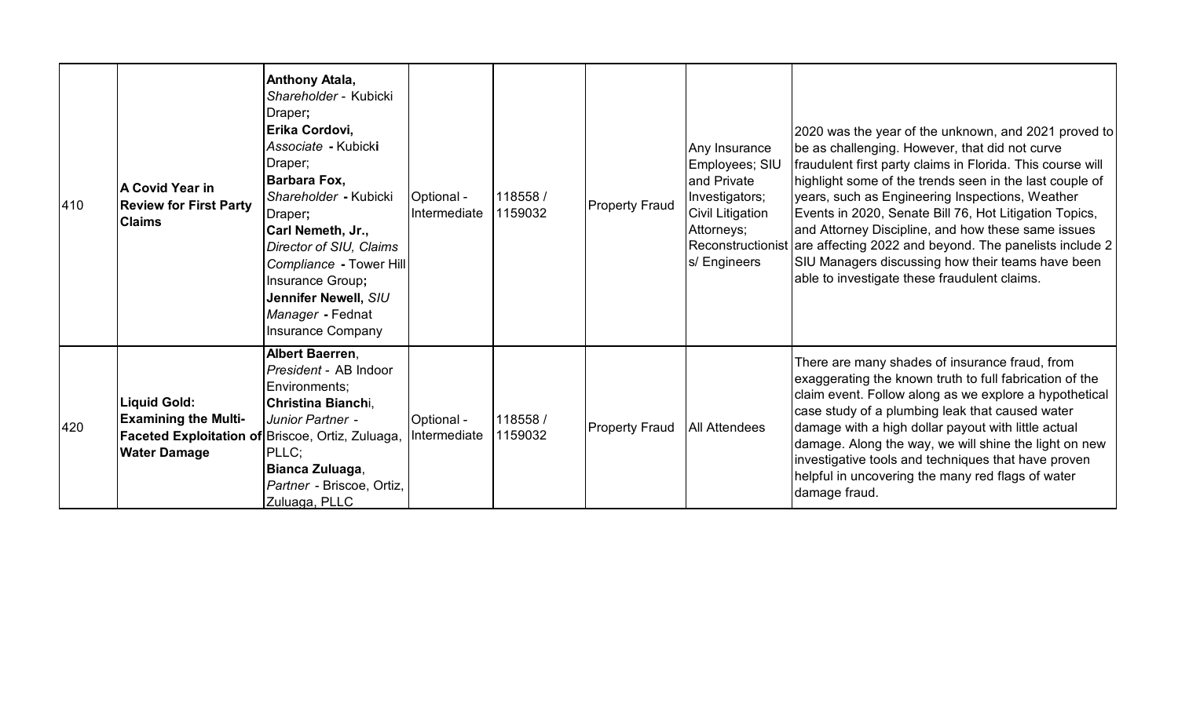| 410 | **A Covid Year in Review for First Party Claims** | **Anthony Atala,** *Shareholder* - Kubicki Draper; **Erika Cordovi,** *Associate* - Kubicki Draper; **Barbara Fox,** *Shareholder* - Kubicki Draper; **Carl Nemeth, Jr.,** *Director of SIU, Claims Compliance* - Tower Hill Insurance Group; **Jennifer Newell,** *SIU Manager* - Fednat Insurance Company | Optional - Intermediate | 118558 / 1159032 | Property Fraud | Any Insurance Employees; SIU and Private Investigators; Civil Litigation Attorneys; Reconstructionists/ Engineers | 2020 was the year of the unknown, and 2021 proved to be as challenging. However, that did not curve fraudulent first party claims in Florida. This course will highlight some of the trends seen in the last couple of years, such as Engineering Inspections, Weather Events in 2020, Senate Bill 76, Hot Litigation Topics, and Attorney Discipline, and how these same issues are affecting 2022 and beyond. The panelists include 2 SIU Managers discussing how their teams have been able to investigate these fraudulent claims. |
|---|---|---|---|---|---|---|---|
| 420 | **Liquid Gold: Examining the Multi-Faceted Exploitation of Water Damage** | **Albert Baerren**, *President* - AB Indoor Environments; **Christina Bianchi**, *Junior Partner* - Briscoe, Ortiz, Zuluaga, PLLC; **Bianca Zuluaga**, *Partner* - Briscoe, Ortiz, Zuluaga, PLLC | Optional - Intermediate | 118558 / 1159032 | Property Fraud | All Attendees | There are many shades of insurance fraud, from exaggerating the known truth to full fabrication of the claim event. Follow along as we explore a hypothetical case study of a plumbing leak that caused water damage with a high dollar payout with little actual damage. Along the way, we will shine the light on new investigative tools and techniques that have proven helpful in uncovering the many red flags of water damage fraud. |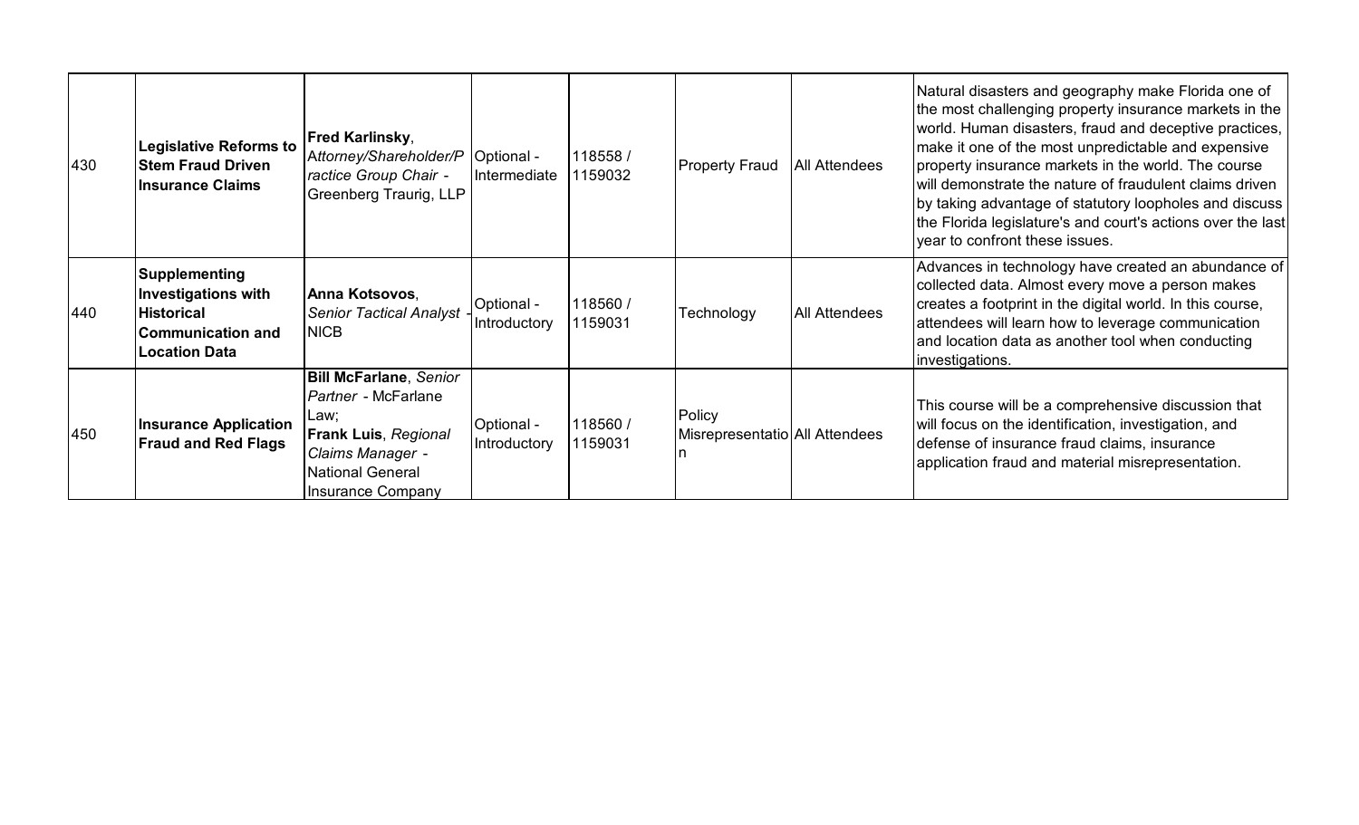| | | | | | | | |
|---|---|---|---|---|---|---|---|
| 430 | **Legislative Reforms to Stem Fraud Driven Insurance Claims** | **Fred Karlinsky**, *Attorney/Shareholder/Practice Group Chair* - Greenberg Traurig, LLP | Optional - Intermediate | 118558 / 1159032 | Property Fraud | All Attendees | Natural disasters and geography make Florida one of the most challenging property insurance markets in the world. Human disasters, fraud and deceptive practices, make it one of the most unpredictable and expensive property insurance markets in the world. The course will demonstrate the nature of fraudulent claims driven by taking advantage of statutory loopholes and discuss the Florida legislature's and court's actions over the last year to confront these issues. |
| 440 | **Supplementing Investigations with Historical Communication and Location Data** | **Anna Kotsovos**, *Senior Tactical Analyst* - NICB | Optional - Introductory | 118560 / 1159031 | Technology | All Attendees | Advances in technology have created an abundance of collected data. Almost every move a person makes creates a footprint in the digital world. In this course, attendees will learn how to leverage communication and location data as another tool when conducting investigations. |
| 450 | **Insurance Application Fraud and Red Flags** | **Bill McFarlane**, *Senior Partner* - McFarlane Law; **Frank Luis**, *Regional Claims Manager* - National General Insurance Company | Optional - Introductory | 118560 / 1159031 | Policy Misrepresentation | All Attendees | This course will be a comprehensive discussion that will focus on the identification, investigation, and defense of insurance fraud claims, insurance application fraud and material misrepresentation. |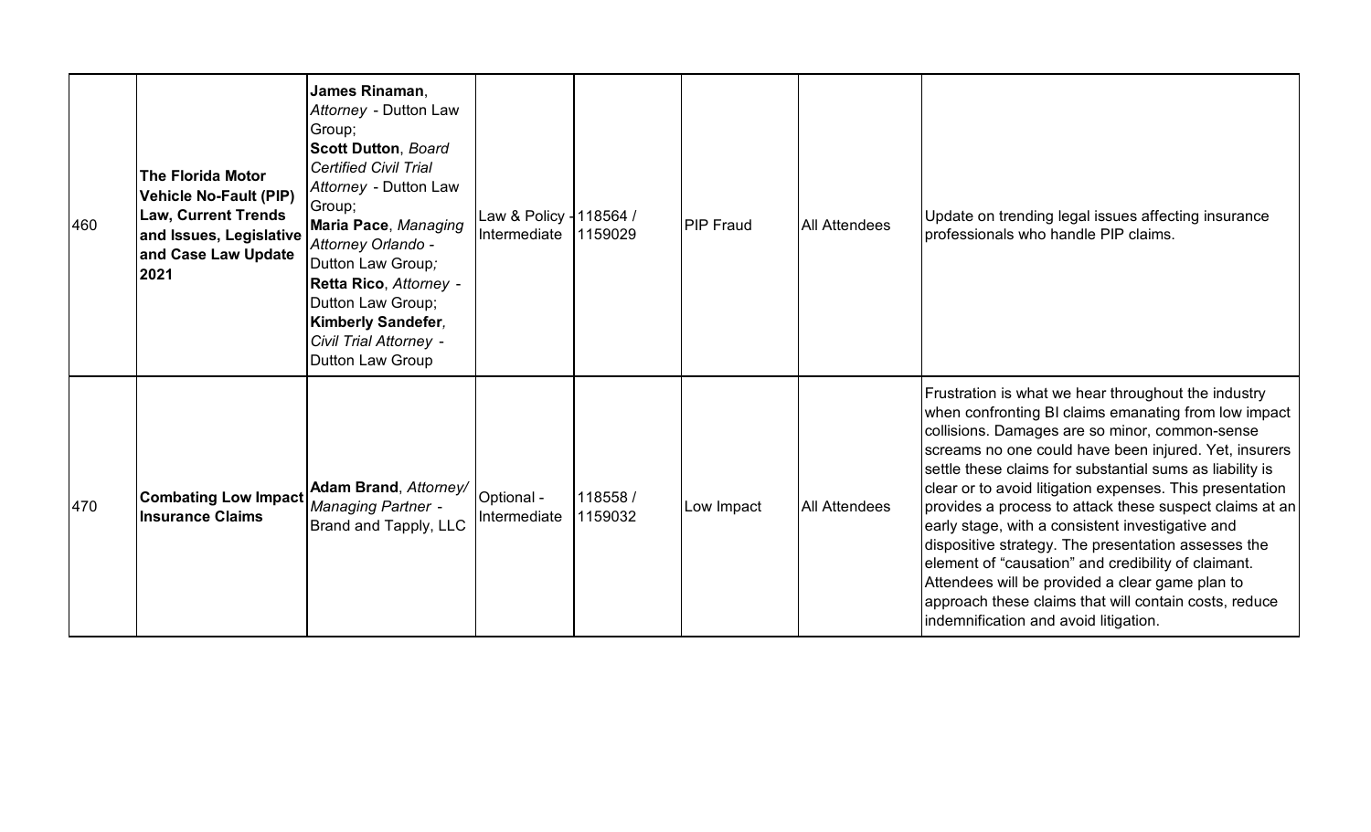| | | | | | | | |
|---|---|---|---|---|---|---|---|
| 460 | **The Florida Motor Vehicle No-Fault (PIP) Law, Current Trends and Issues, Legislative and Case Law Update 2021** | **James Rinaman**, *Attorney* - Dutton Law Group; **Scott Dutton**, *Board Certified Civil Trial Attorney* - Dutton Law Group; **Maria Pace**, *Managing Attorney Orlando* - Dutton Law Group; **Retta Rico**, *Attorney* - Dutton Law Group; **Kimberly Sandefer**, *Civil Trial Attorney* - Dutton Law Group | Law & Policy - Intermediate | 118564 / 1159029 | PIP Fraud | All Attendees | Update on trending legal issues affecting insurance professionals who handle PIP claims. |
| 470 | **Combating Low Impact Insurance Claims** | **Adam Brand**, *Attorney/ Managing Partner* - Brand and Tapply, LLC | Optional - Intermediate | 118558 / 1159032 | Low Impact | All Attendees | Frustration is what we hear throughout the industry when confronting BI claims emanating from low impact collisions. Damages are so minor, common-sense screams no one could have been injured. Yet, insurers settle these claims for substantial sums as liability is clear or to avoid litigation expenses. This presentation provides a process to attack these suspect claims at an early stage, with a consistent investigative and dispositive strategy. The presentation assesses the element of "causation" and credibility of claimant. Attendees will be provided a clear game plan to approach these claims that will contain costs, reduce indemnification and avoid litigation. |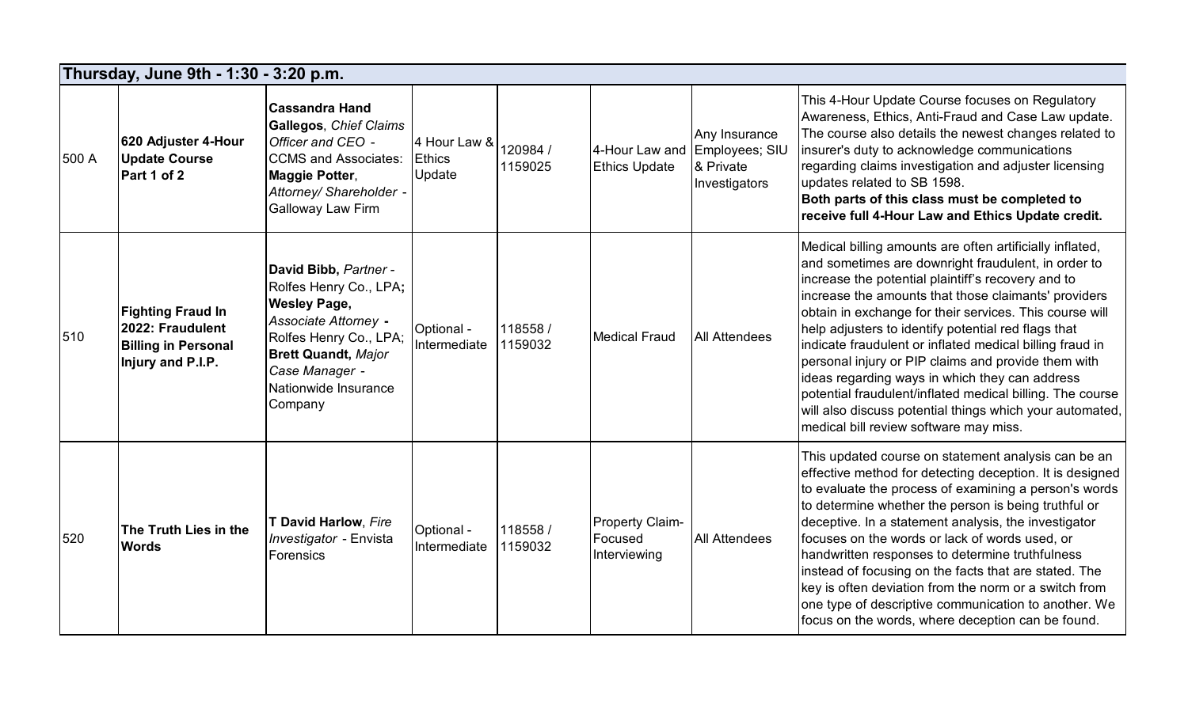| Thursday, June 9th - 1:30 - 3:20 p.m. | | | | | | | |
|---|---|---|---|---|---|---|---|
| 500 A | **620 Adjuster 4-Hour Update Course Part 1 of 2** | **Cassandra Hand Gallegos**, *Chief Claims Officer and CEO* - CCMS and Associates: **Maggie Potter**, *Attorney/ Shareholder* - Galloway Law Firm | 4 Hour Law & Ethics Update | 120984 / 1159025 | 4-Hour Law and Ethics Update | Any Insurance Employees; SIU & Private Investigators | This 4-Hour Update Course focuses on Regulatory Awareness, Ethics, Anti-Fraud and Case Law update. The course also details the newest changes related to insurer's duty to acknowledge communications regarding claims investigation and adjuster licensing updates related to SB 1598. **Both parts of this class must be completed to receive full 4-Hour Law and Ethics Update credit.** |
| 510 | **Fighting Fraud In 2022: Fraudulent Billing in Personal Injury and P.I.P.** | **David Bibb,** *Partner* - Rolfes Henry Co., LPA**;** **Wesley Page,** *Associate Attorney* **-** Rolfes Henry Co., LPA; **Brett Quandt,** *Major Case Manager* - Nationwide Insurance Company | Optional - Intermediate | 118558 / 1159032 | Medical Fraud | All Attendees | Medical billing amounts are often artificially inflated, and sometimes are downright fraudulent, in order to increase the potential plaintiff's recovery and to increase the amounts that those claimants' providers obtain in exchange for their services. This course will help adjusters to identify potential red flags that indicate fraudulent or inflated medical billing fraud in personal injury or PIP claims and provide them with ideas regarding ways in which they can address potential fraudulent/inflated medical billing. The course will also discuss potential things which your automated, medical bill review software may miss. |
| 520 | **The Truth Lies in the Words** | **T David Harlow**, *Fire Investigator* - Envista Forensics | Optional - Intermediate | 118558 / 1159032 | Property Claim-Focused Interviewing | All Attendees | This updated course on statement analysis can be an effective method for detecting deception. It is designed to evaluate the process of examining a person's words to determine whether the person is being truthful or deceptive. In a statement analysis, the investigator focuses on the words, or lack of words used, or handwritten responses to determine truthfulness instead of focusing on the facts that are stated. The key is often deviation from the norm or a switch from one type of descriptive communication to another. We focus on the words, where deception can be found. |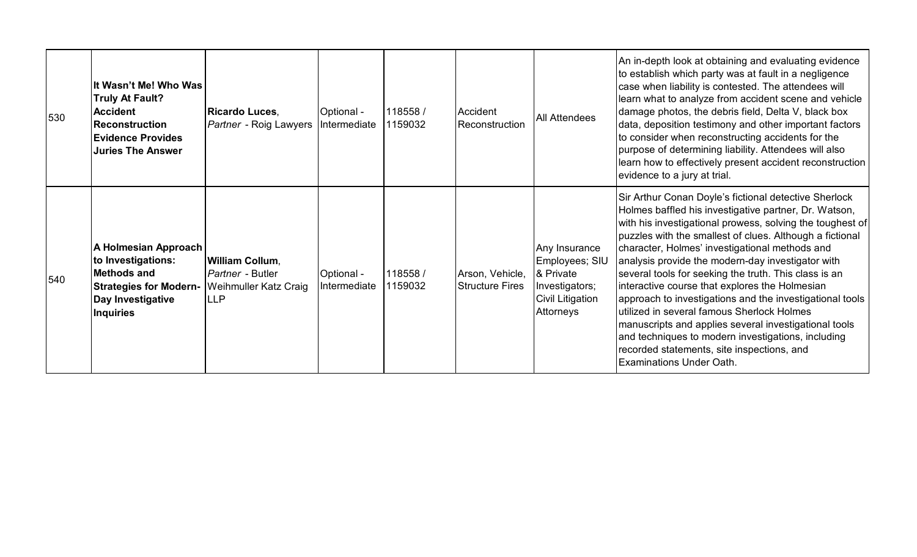| | | | | | | | |
|---|---|---|---|---|---|---|---|
| 530 | **It Wasn't Me! Who Was Truly At Fault? Accident Reconstruction Evidence Provides Juries The Answer** | **Ricardo Luces**, *Partner* - Roig Lawyers | Optional - Intermediate | 118558 / 1159032 | Accident Reconstruction | All Attendees | An in-depth look at obtaining and evaluating evidence to establish which party was at fault in a negligence case when liability is contested. The attendees will learn what to analyze from accident scene and vehicle damage photos, the debris field, Delta V, black box data, deposition testimony and other important factors to consider when reconstructing accidents for the purpose of determining liability. Attendees will also learn how to effectively present accident reconstruction evidence to a jury at trial. |
| 540 | **A Holmesian Approach to Investigations: Methods and Strategies for Modern-Day Investigative Inquiries** | **William Collum**, *Partner* - Butler Weihmuller Katz Craig LLP | Optional - Intermediate | 118558 / 1159032 | Arson, Vehicle, Structure Fires | Any Insurance Employees; SIU & Private Investigators; Civil Litigation Attorneys | Sir Arthur Conan Doyle's fictional detective Sherlock Holmes baffled his investigative partner, Dr. Watson, with his investigational prowess, solving the toughest of puzzles with the smallest of clues. Although a fictional character, Holmes' investigational methods and analysis provide the modern-day investigator with several tools for seeking the truth. This class is an interactive course that explores the Holmesian approach to investigations and the investigational tools utilized in several famous Sherlock Holmes manuscripts and applies several investigational tools and techniques to modern investigations, including recorded statements, site inspections, and Examinations Under Oath. |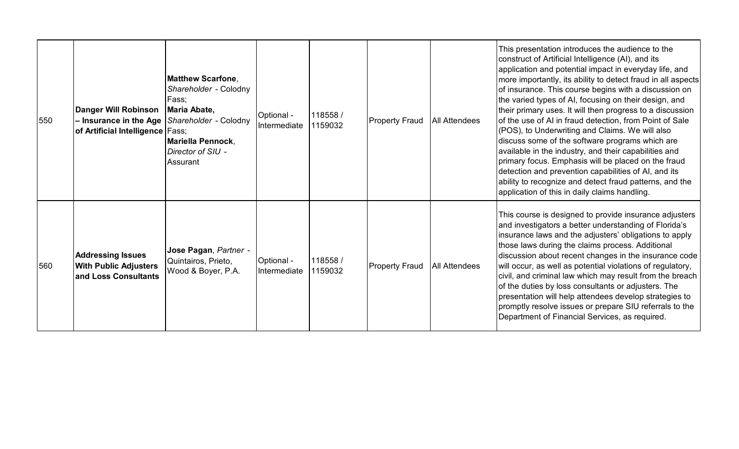| | | | | | | | |
|---|---|---|---|---|---|---|---|
| 550 | **Danger Will Robinson – Insurance in the Age of Artificial Intelligence** | **Matthew Scarfone**, *Shareholder* - Colodny Fass; **Maria Abate,** *Shareholder* - Colodny Fass; **Mariella Pennock**, *Director of SIU* - Assurant | Optional - Intermediate | 118558 / 1159032 | Property Fraud | All Attendees | This presentation introduces the audience to the construct of Artificial Intelligence (AI), and its application and potential impact in everyday life, and more importantly, its ability to detect fraud in all aspects of insurance. This course begins with a discussion on the varied types of AI, focusing on their design, and their primary uses. It will then progress to a discussion of the use of AI in fraud detection, from Point of Sale (POS), to Underwriting and Claims. We will also discuss some of the software programs which are available in the industry, and their capabilities and primary focus. Emphasis will be placed on the fraud detection and prevention capabilities of AI, and its ability to recognize and detect fraud patterns, and the application of this in daily claims handling. |
| 560 | **Addressing Issues With Public Adjusters and Loss Consultants** | **Jose Pagan**, *Partner* - Quintairos, Prieto, Wood & Boyer, P.A. | Optional - Intermediate | 118558 / 1159032 | Property Fraud | All Attendees | This course is designed to provide insurance adjusters and investigators a better understanding of Florida's insurance laws and the adjusters' obligations to apply those laws during the claims process. Additional discussion about recent changes in the insurance code will occur, as well as potential violations of regulatory, civil, and criminal law which may result from the breach of the duties by loss consultants or adjusters. The presentation will help attendees develop strategies to promptly resolve issues or prepare SIU referrals to the Department of Financial Services, as required. |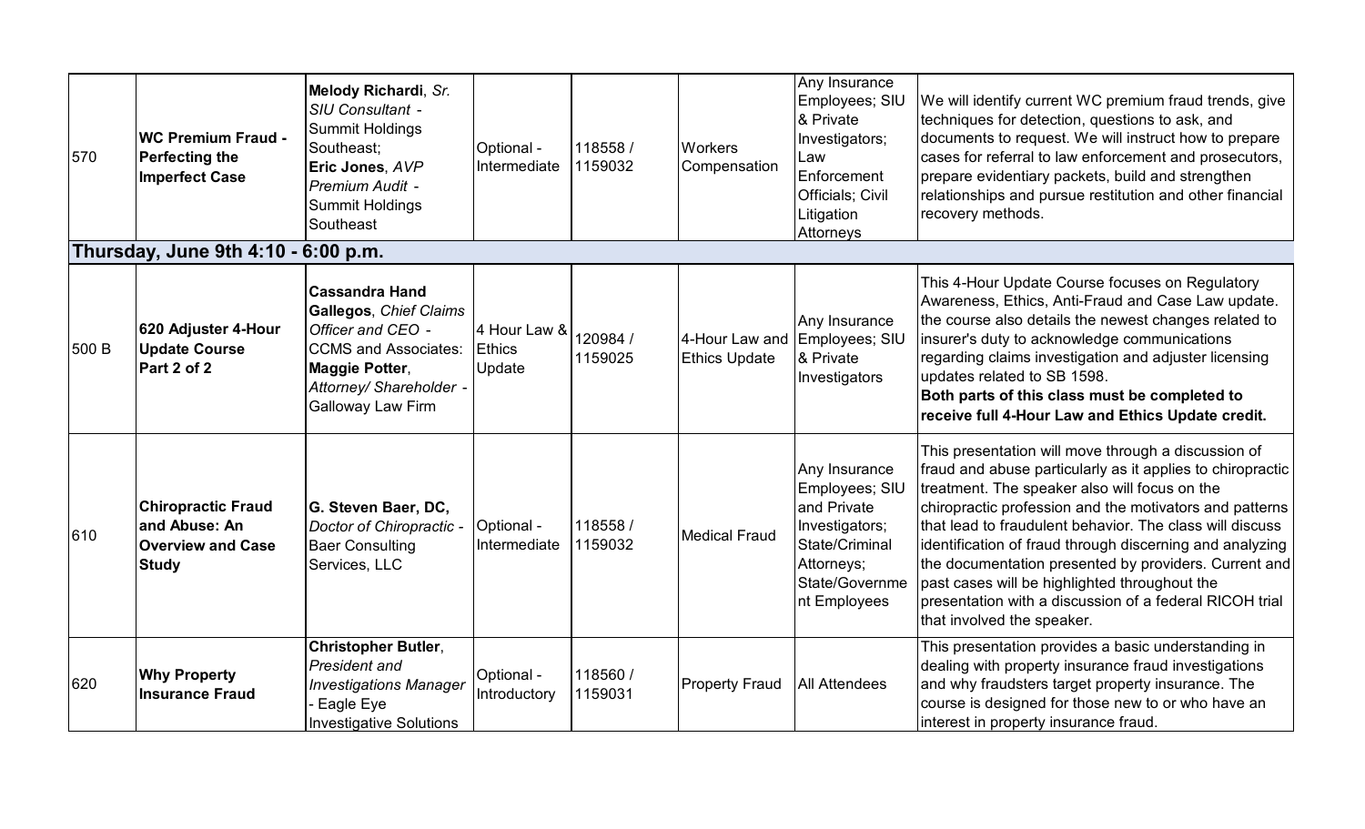| | | | | | | | |
|---|---|---|---|---|---|---|---|
| 570 | **WC Premium Fraud - Perfecting the Imperfect Case** | **Melody Richardi**, *Sr. SIU Consultant* - Summit Holdings Southeast; **Eric Jones**, *AVP Premium Audit* - Summit Holdings Southeast | Optional - Intermediate | 118558 / 1159032 | Workers Compensation | Any Insurance Employees; SIU & Private Investigators; Law Enforcement Officials; Civil Litigation Attorneys | We will identify current WC premium fraud trends, give techniques for detection, questions to ask, and documents to request. We will instruct how to prepare cases for referral to law enforcement and prosecutors, prepare evidentiary packets, build and strengthen relationships and pursue restitution and other financial recovery methods. |
| **Thursday, June 9th 4:10 - 6:00 p.m.** | | | | | | | |
| 500 B | **620 Adjuster 4-Hour Update Course Part 2 of 2** | **Cassandra Hand Gallegos**, *Chief Claims Officer and CEO* - CCMS and Associates: **Maggie Potter**, *Attorney/ Shareholder* - Galloway Law Firm | 4 Hour Law & Ethics Update | 120984 / 1159025 | 4-Hour Law and Ethics Update | Any Insurance Employees; SIU & Private Investigators | This 4-Hour Update Course focuses on Regulatory Awareness, Ethics, Anti-Fraud and Case Law update. the course also details the newest changes related to insurer's duty to acknowledge communications regarding claims investigation and adjuster licensing updates related to SB 1598. **Both parts of this class must be completed to receive full 4-Hour Law and Ethics Update credit.** |
| 610 | **Chiropractic Fraud and Abuse: An Overview and Case Study** | **G. Steven Baer, DC,** *Doctor of Chiropractic* - Baer Consulting Services, LLC | Optional - Intermediate | 118558 / 1159032 | Medical Fraud | Any Insurance Employees; SIU and Private Investigators; State/Criminal Attorneys; State/Government Employees | This presentation will move through a discussion of fraud and abuse particularly as it applies to chiropractic treatment. The speaker also will focus on the chiropractic profession and the motivators and patterns that lead to fraudulent behavior. The class will discuss identification of fraud through discerning and analyzing the documentation presented by providers. Current and past cases will be highlighted throughout the presentation with a discussion of a federal RICOH trial that involved the speaker. |
| 620 | **Why Property Insurance Fraud** | **Christopher Butler**, *President and Investigations Manager* - Eagle Eye Investigative Solutions | Optional - Introductory | 118560 / 1159031 | Property Fraud | All Attendees | This presentation provides a basic understanding in dealing with property insurance fraud investigations and why fraudsters target property insurance. The course is designed for those new to or who have an interest in property insurance fraud. |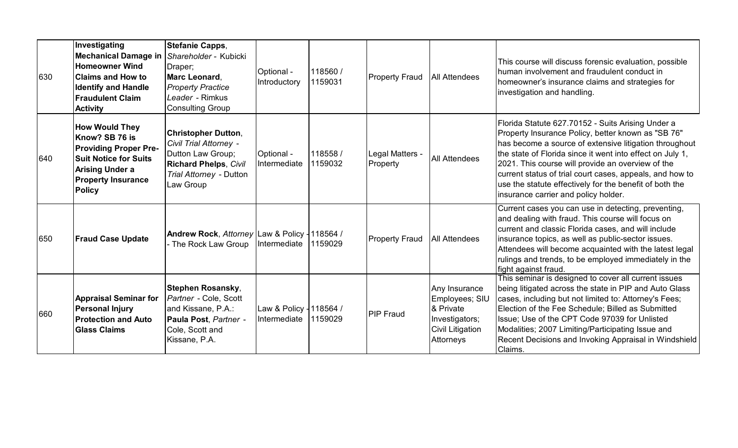| | | | | | | | |
|---|---|---|---|---|---|---|---|
| 630 | **Investigating Mechanical Damage in Homeowner Wind Claims and How to Identify and Handle Fraudulent Claim Activity** | **Stefanie Capps**, *Shareholder* - Kubicki Draper; **Marc Leonard**, *Property Practice Leader* - Rimkus Consulting Group | Optional - Introductory | 118560 / 1159031 | Property Fraud | All Attendees | This course will discuss forensic evaluation, possible human involvement and fraudulent conduct in homeowner's insurance claims and strategies for investigation and handling. |
| 640 | **How Would They Know? SB 76 is Providing Proper Pre-Suit Notice for Suits Arising Under a Property Insurance Policy** | **Christopher Dutton**, *Civil Trial Attorney* - Dutton Law Group; **Richard Phelps**, *Civil Trial Attorney* - Dutton Law Group | Optional - Intermediate | 118558 / 1159032 | Legal Matters - Property | All Attendees | Florida Statute 627.70152 - Suits Arising Under a Property Insurance Policy, better known as "SB 76" has become a source of extensive litigation throughout the state of Florida since it went into effect on July 1, 2021. This course will provide an overview of the current status of trial court cases, appeals, and how to use the statute effectively for the benefit of both the insurance carrier and policy holder. |
| 650 | **Fraud Case Update** | **Andrew Rock**, *Attorney* - The Rock Law Group | Law & Policy - Intermediate | 118564 / 1159029 | Property Fraud | All Attendees | Current cases you can use in detecting, preventing, and dealing with fraud. This course will focus on current and classic Florida cases, and will include insurance topics, as well as public-sector issues. Attendees will become acquainted with the latest legal rulings and trends, to be employed immediately in the fight against fraud. |
| 660 | **Appraisal Seminar for Personal Injury Protection and Auto Glass Claims** | **Stephen Rosansky**, *Partner* - Cole, Scott and Kissane, P.A.: **Paula Post**, *Partner* - Cole, Scott and Kissane, P.A. | Law & Policy - Intermediate | 118564 / 1159029 | PIP Fraud | Any Insurance Employees; SIU & Private Investigators; Civil Litigation Attorneys | This seminar is designed to cover all current issues being litigated across the state in PIP and Auto Glass cases, including but not limited to: Attorney's Fees; Election of the Fee Schedule; Billed as Submitted Issue; Use of the CPT Code 97039 for Unlisted Modalities; 2007 Limiting/Participating Issue and Recent Decisions and Invoking Appraisal in Windshield Claims. |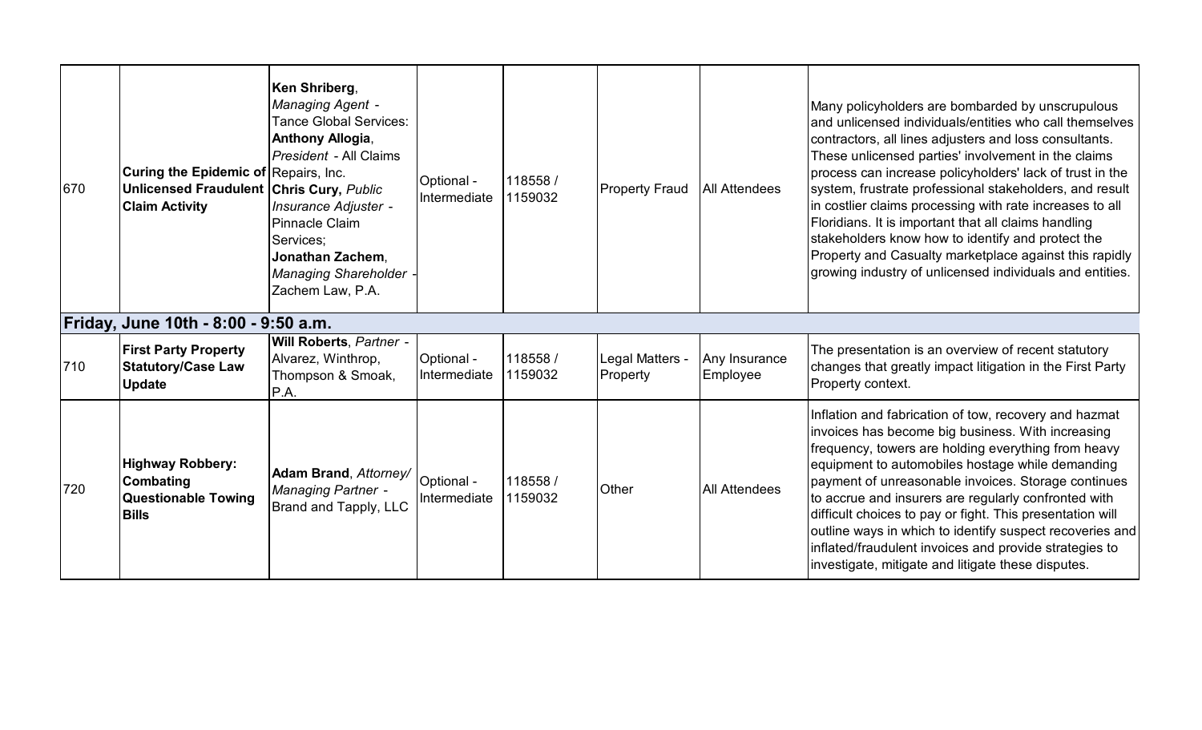| | | | | | | | |
|---|---|---|---|---|---|---|---|
| 670 | **Curing the Epidemic of Unlicensed Fraudulent Claim Activity** | **Ken Shriberg**, *Managing Agent* - Tance Global Services: **Anthony Allogia**, *President* - All Claims Repairs, Inc. **Chris Cury,** *Public Insurance Adjuster* - Pinnacle Claim Services; **Jonathan Zachem**, *Managing Shareholder* - Zachem Law, P.A. | Optional - Intermediate | 118558 / 1159032 | Property Fraud | All Attendees | Many policyholders are bombarded by unscrupulous and unlicensed individuals/entities who call themselves contractors, all lines adjusters and loss consultants. These unlicensed parties' involvement in the claims process can increase policyholders' lack of trust in the system, frustrate professional stakeholders, and result in costlier claims processing with rate increases to all Floridians. It is important that all claims handling stakeholders know how to identify and protect the Property and Casualty marketplace against this rapidly growing industry of unlicensed individuals and entities. |
| **Friday, June 10th - 8:00 - 9:50 a.m.** | | | | | | | |
| 710 | **First Party Property Statutory/Case Law Update** | **Will Roberts**, *Partner* - Alvarez, Winthrop, Thompson & Smoak, P.A. | Optional - Intermediate | 118558 / 1159032 | Legal Matters - Property | Any Insurance Employee | The presentation is an overview of recent statutory changes that greatly impact litigation in the First Party Property context. |
| 720 | **Highway Robbery: Combating Questionable Towing Bills** | **Adam Brand**, *Attorney/ Managing Partner* - Brand and Tapply, LLC | Optional - Intermediate | 118558 / 1159032 | Other | All Attendees | Inflation and fabrication of tow, recovery and hazmat invoices has become big business. With increasing frequency, towers are holding everything from heavy equipment to automobiles hostage while demanding payment of unreasonable invoices. Storage continues to accrue and insurers are regularly confronted with difficult choices to pay or fight. This presentation will outline ways in which to identify suspect recoveries and inflated/fraudulent invoices and provide strategies to investigate, mitigate and litigate these disputes. |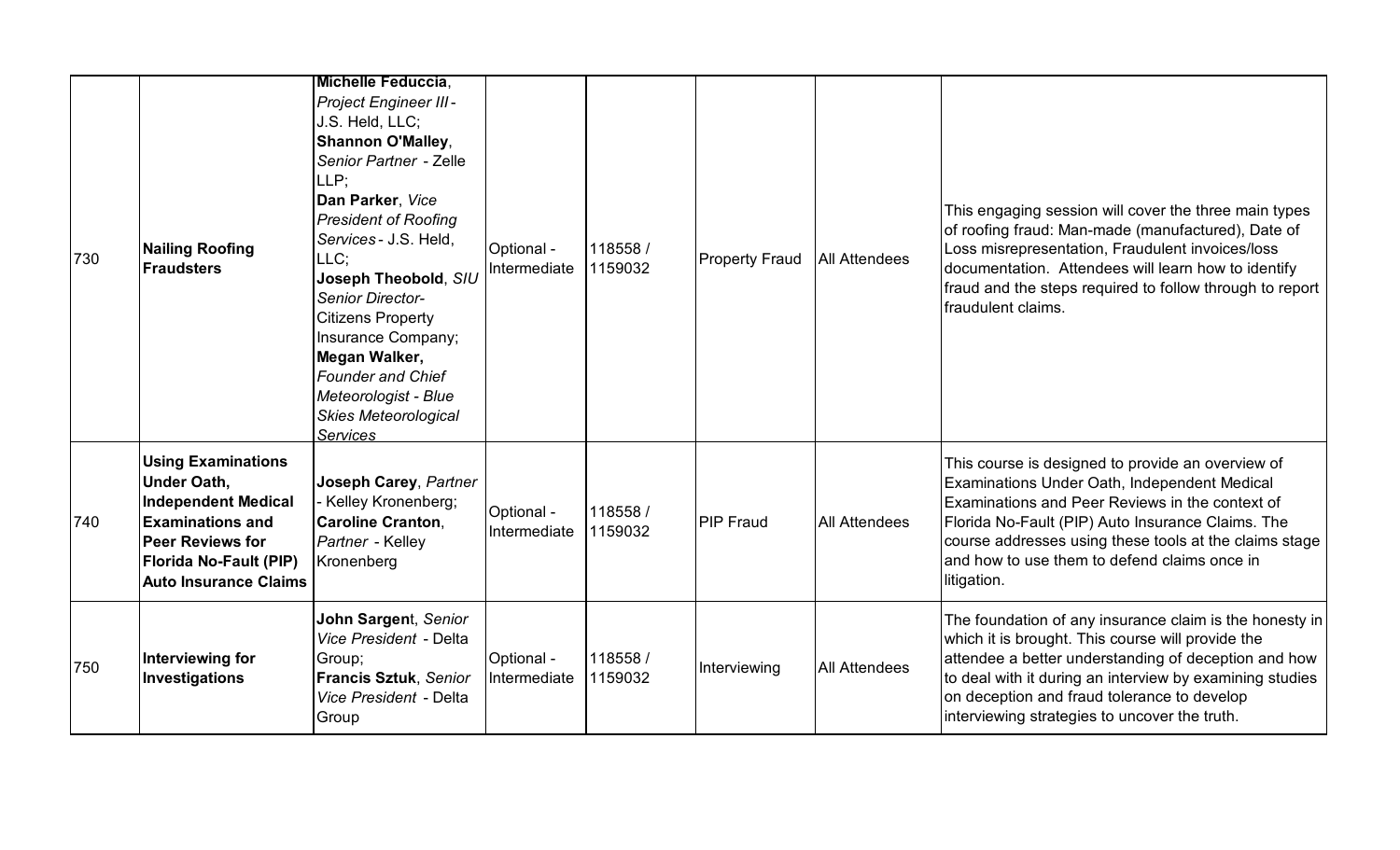| 730 | **Nailing Roofing Fraudsters** | **Michelle Feduccia**, *Project Engineer III* - J.S. Held, LLC; **Shannon O'Malley**, *Senior Partner* - Zelle LLP; **Dan Parker**, *Vice President of Roofing Services* - J.S. Held, LLC; **Joseph Theobold**, *SIU Senior Director*- Citizens Property Insurance Company; **Megan Walker,** *Founder and Chief Meteorologist - Blue Skies Meteorological Services* | Optional - Intermediate | 118558 / 1159032 | Property Fraud | All Attendees | This engaging session will cover the three main types of roofing fraud: Man-made (manufactured), Date of Loss misrepresentation, Fraudulent invoices/loss documentation. Attendees will learn how to identify fraud and the steps required to follow through to report fraudulent claims. |
|---|---|---|---|---|---|---|---|
| 740 | **Using Examinations Under Oath, Independent Medical Examinations and Peer Reviews for Florida No-Fault (PIP) Auto Insurance Claims** | **Joseph Carey**, *Partner* - Kelley Kronenberg; **Caroline Cranton**, *Partner* - Kelley Kronenberg | Optional - Intermediate | 118558 / 1159032 | PIP Fraud | All Attendees | This course is designed to provide an overview of Examinations Under Oath, Independent Medical Examinations and Peer Reviews in the context of Florida No-Fault (PIP) Auto Insurance Claims. The course addresses using these tools at the claims stage and how to use them to defend claims once in litigation. |
| 750 | **Interviewing for Investigations** | **John Sargent**, *Senior Vice President* - Delta Group; **Francis Sztuk**, *Senior Vice President* - Delta Group | Optional - Intermediate | 118558 / 1159032 | Interviewing | All Attendees | The foundation of any insurance claim is the honesty in which it is brought. This course will provide the attendee a better understanding of deception and how to deal with it during an interview by examining studies on deception and fraud tolerance to develop interviewing strategies to uncover the truth. |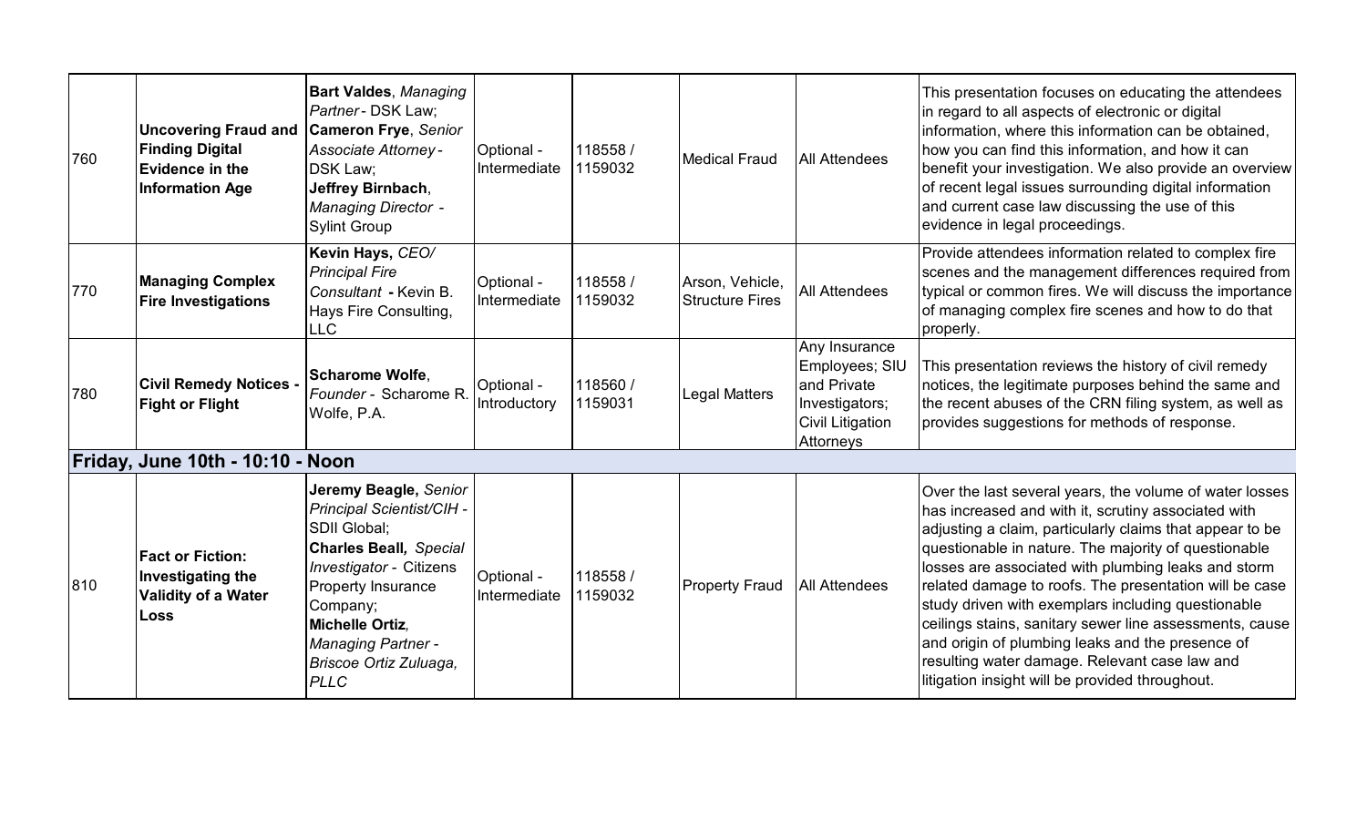| | | | | | | | |
|---|---|---|---|---|---|---|---|
| 760 | **Uncovering Fraud and Finding Digital Evidence in the Information Age** | **Bart Valdes**, *Managing Partner* - DSK Law; **Cameron Frye**, *Senior Associate Attorney* - DSK Law; **Jeffrey Birnbach**, *Managing Director* - Sylint Group | Optional - Intermediate | 118558 / 1159032 | Medical Fraud | All Attendees | This presentation focuses on educating the attendees in regard to all aspects of electronic or digital information, where this information can be obtained, how you can find this information, and how it can benefit your investigation. We also provide an overview of recent legal issues surrounding digital information and current case law discussing the use of this evidence in legal proceedings. |
| 770 | **Managing Complex Fire Investigations** | **Kevin Hays,** *CEO/ Principal Fire Consultant* **-** Kevin B. Hays Fire Consulting, LLC | Optional - Intermediate | 118558 / 1159032 | Arson, Vehicle, Structure Fires | All Attendees | Provide attendees information related to complex fire scenes and the management differences required from typical or common fires. We will discuss the importance of managing complex fire scenes and how to do that properly. |
| 780 | **Civil Remedy Notices - Fight or Flight** | **Scharome Wolfe**, *Founder* - Scharome R. Wolfe, P.A. | Optional - Introductory | 118560 / 1159031 | Legal Matters | Any Insurance Employees; SIU and Private Investigators; Civil Litigation Attorneys | This presentation reviews the history of civil remedy notices, the legitimate purposes behind the same and the recent abuses of the CRN filing system, as well as provides suggestions for methods of response. |
| **Friday, June 10th - 10:10 - Noon** | | | | | | | |
| 810 | **Fact or Fiction: Investigating the Validity of a Water Loss** | **Jeremy Beagle,** *Senior Principal Scientist/CIH* - SDII Global; **Charles Beall,** *Special Investigator* - Citizens Property Insurance Company; **Michelle Ortiz**, *Managing Partner - Briscoe Ortiz Zuluaga, PLLC* | Optional - Intermediate | 118558 / 1159032 | Property Fraud | All Attendees | Over the last several years, the volume of water losses has increased and with it, scrutiny associated with adjusting a claim, particularly claims that appear to be questionable in nature. The majority of questionable losses are associated with plumbing leaks and storm related damage to roofs. The presentation will be case study driven with exemplars including questionable ceilings stains, sanitary sewer line assessments, cause and origin of plumbing leaks and the presence of resulting water damage. Relevant case law and litigation insight will be provided throughout. |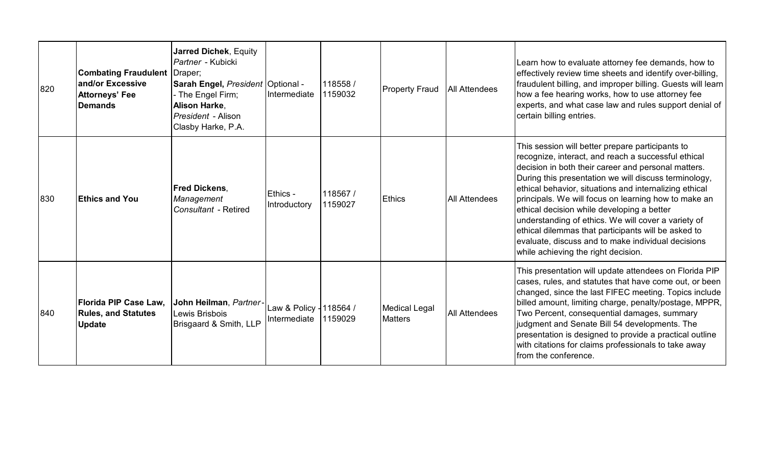| | | | | | | | |
|---|---|---|---|---|---|---|---|
| 820 | **Combating Fraudulent and/or Excessive Attorneys' Fee Demands** | **Jarred Dichek**, Equity *Partner* - Kubicki Draper; **Sarah Engel,** *President* - The Engel Firm; **Alison Harke**, *President* - Alison Clasby Harke, P.A. | Optional - Intermediate | 118558 / 1159032 | Property Fraud | All Attendees | Learn how to evaluate attorney fee demands, how to effectively review time sheets and identify over-billing, fraudulent billing, and improper billing. Guests will learn how a fee hearing works, how to use attorney fee experts, and what case law and rules support denial of certain billing entries. |
| 830 | **Ethics and You** | **Fred Dickens**, *Management Consultant* - Retired | Ethics - Introductory | 118567 / 1159027 | Ethics | All Attendees | This session will better prepare participants to recognize, interact, and reach a successful ethical decision in both their career and personal matters. During this presentation we will discuss terminology, ethical behavior, situations and internalizing ethical principals. We will focus on learning how to make an ethical decision while developing a better understanding of ethics. We will cover a variety of ethical dilemmas that participants will be asked to evaluate, discuss and to make individual decisions while achieving the right decision. |
| 840 | **Florida PIP Case Law, Rules, and Statutes Update** | **John Heilman**, *Partner* - Lewis Brisbois Brisgaard & Smith, LLP | Law & Policy - Intermediate | 118564 / 1159029 | Medical Legal Matters | All Attendees | This presentation will update attendees on Florida PIP cases, rules, and statutes that have come out, or been changed, since the last FIFEC meeting. Topics include billed amount, limiting charge, penalty/postage, MPPR, Two Percent, consequential damages, summary judgment and Senate Bill 54 developments. The presentation is designed to provide a practical outline with citations for claims professionals to take away from the conference. |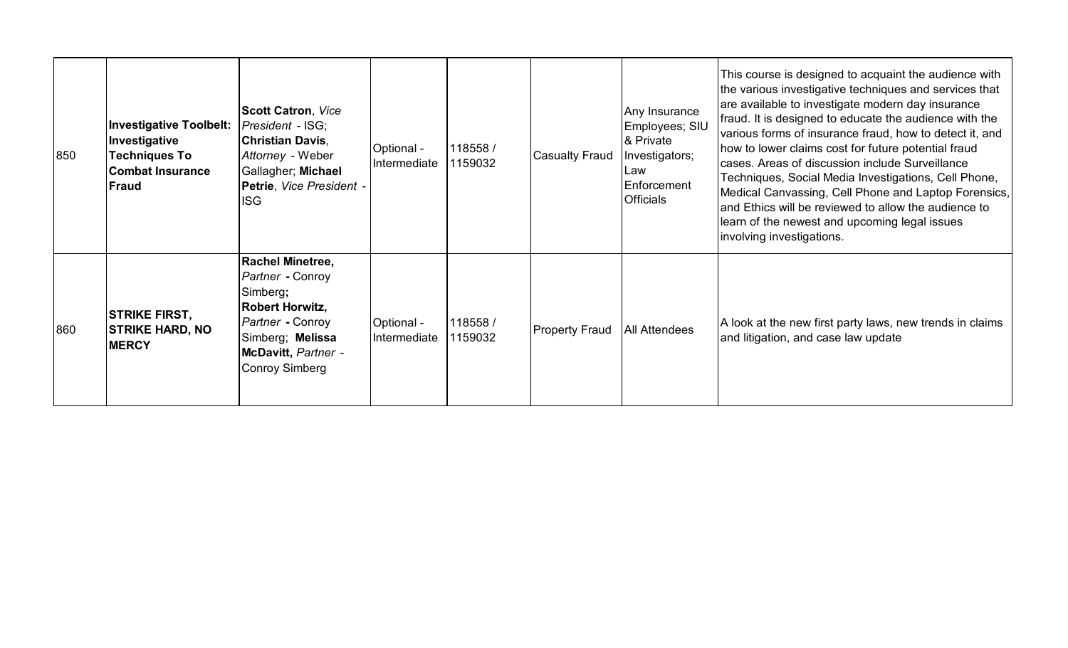| | | | | | | | |
|---|---|---|---|---|---|---|---|
| 850 | **Investigative Toolbelt: Investigative Techniques To Combat Insurance Fraud** | **Scott Catron**, *Vice President* - ISG; **Christian Davis**, *Attorney* - Weber Gallagher; **Michael Petrie**, *Vice President* - ISG | Optional - Intermediate | 118558 / 1159032 | Casualty Fraud | Any Insurance Employees; SIU & Private Investigators; Law Enforcement Officials | This course is designed to acquaint the audience with the various investigative techniques and services that are available to investigate modern day insurance fraud. It is designed to educate the audience with the various forms of insurance fraud, how to detect it, and how to lower claims cost for future potential fraud cases. Areas of discussion include Surveillance Techniques, Social Media Investigations, Cell Phone, Medical Canvassing, Cell Phone and Laptop Forensics, and Ethics will be reviewed to allow the audience to learn of the newest and upcoming legal issues involving investigations. |
| 860 | **STRIKE FIRST, STRIKE HARD, NO MERCY** | **Rachel Minetree,** *Partner* **-** Conroy Simberg**;** **Robert Horwitz,** *Partner* **-** Conroy Simberg; **Melissa McDavitt,** *Partner* - Conroy Simberg | Optional - Intermediate | 118558 / 1159032 | Property Fraud | All Attendees | A look at the new first party laws, new trends in claims and litigation, and case law update |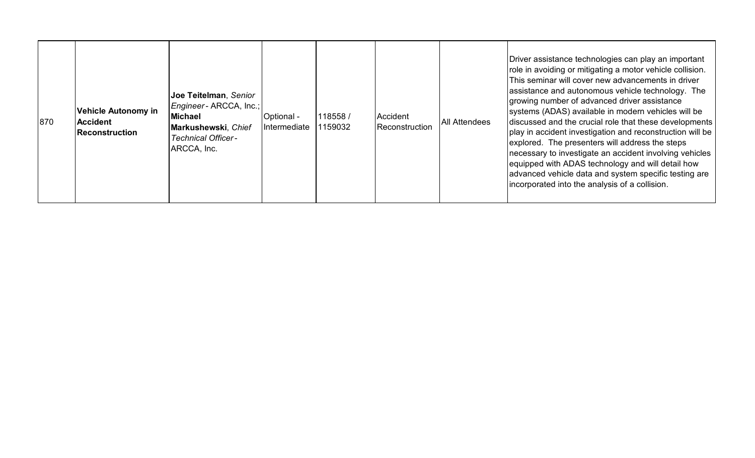| | | | | | | | |
|---|---|---|---|---|---|---|---|
| 870 | **Vehicle Autonomy in Accident Reconstruction** | **Joe Teitelman**, *Senior Engineer* - ARCCA, Inc.; **Michael Markushewski**, *Chief Technical Officer* - ARCCA, Inc. | Optional - Intermediate | 118558 / 1159032 | Accident Reconstruction | All Attendees | Driver assistance technologies can play an important role in avoiding or mitigating a motor vehicle collision. This seminar will cover new advancements in driver assistance and autonomous vehicle technology. The growing number of advanced driver assistance systems (ADAS) available in modern vehicles will be discussed and the crucial role that these developments play in accident investigation and reconstruction will be explored. The presenters will address the steps necessary to investigate an accident involving vehicles equipped with ADAS technology and will detail how advanced vehicle data and system specific testing are incorporated into the analysis of a collision. |